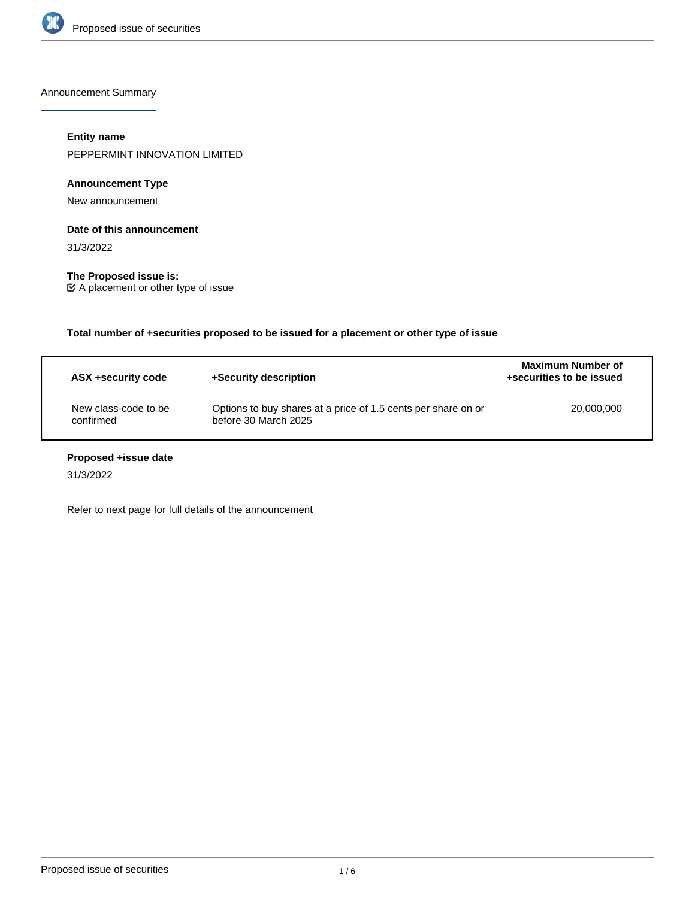Announcement Summary

**Entity name**

PEPPERMINT INNOVATION LIMITED

**Announcement Type**

New announcement

**Date of this announcement**

31/3/2022

**The Proposed issue is:**

☑ A placement or other type of issue

**Total number of +securities proposed to be issued for a placement or other type of issue**

| ASX +security code | +Security description | Maximum Number of +securities to be issued |
|---|---|---|
| New class-code to be confirmed | Options to buy shares at a price of 1.5 cents per share on or before 30 March 2025 | 20,000,000 |

**Proposed +issue date**

31/3/2022

Refer to next page for full details of the announcement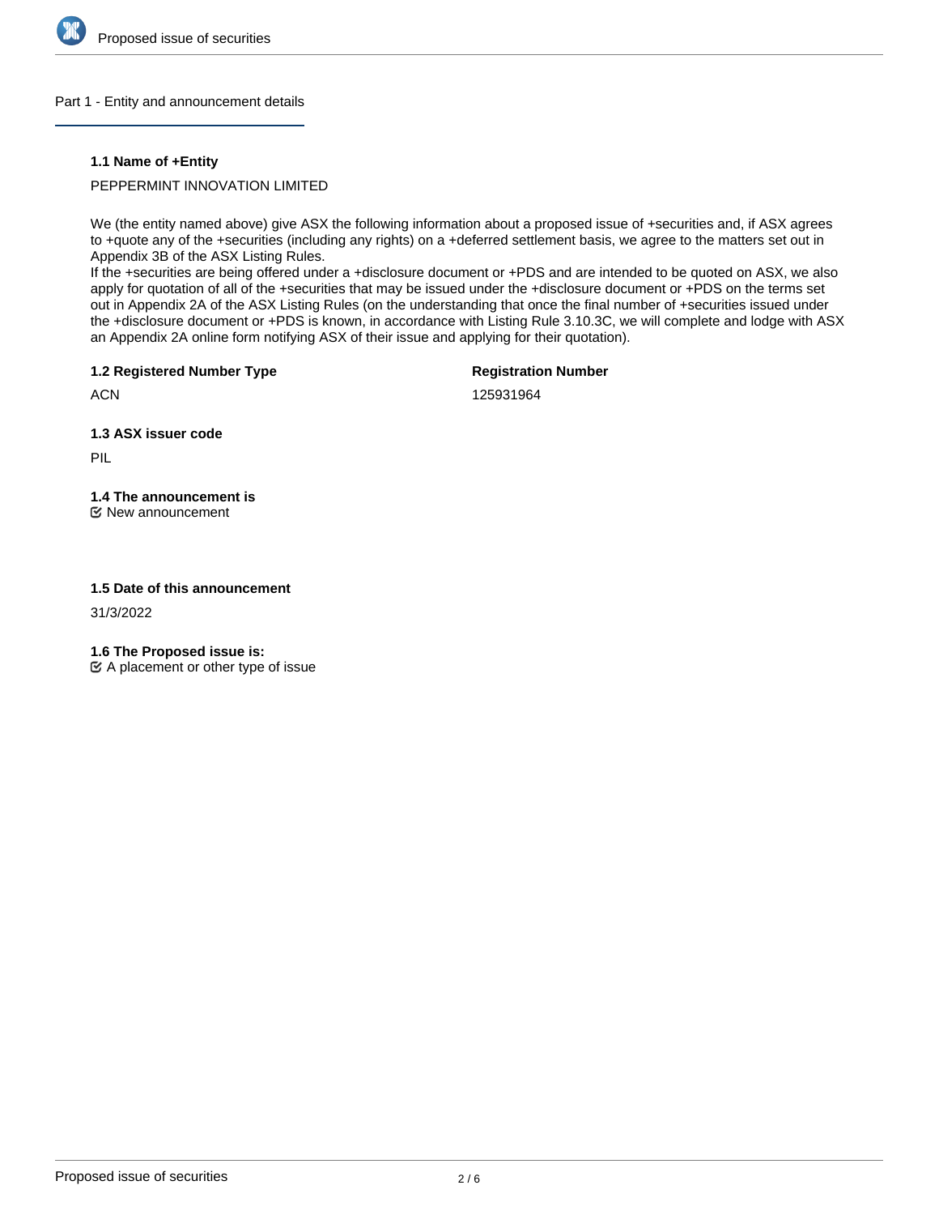## Part 1 - Entity and announcement details

### 1.1 Name of +Entity

PEPPERMINT INNOVATION LIMITED

We (the entity named above) give ASX the following information about a proposed issue of +securities and, if ASX agrees to +quote any of the +securities (including any rights) on a +deferred settlement basis, we agree to the matters set out in Appendix 3B of the ASX Listing Rules.
If the +securities are being offered under a +disclosure document or +PDS and are intended to be quoted on ASX, we also apply for quotation of all of the +securities that may be issued under the +disclosure document or +PDS on the terms set out in Appendix 2A of the ASX Listing Rules (on the understanding that once the final number of +securities issued under the +disclosure document or +PDS is known, in accordance with Listing Rule 3.10.3C, we will complete and lodge with ASX an Appendix 2A online form notifying ASX of their issue and applying for their quotation).

**1.2 Registered Number Type**

ACN

**Registration Number**

125931964

### 1.3 ASX issuer code

PIL

### 1.4 The announcement is

☑ New announcement

### 1.5 Date of this announcement

31/3/2022

### 1.6 The Proposed issue is:

☑ A placement or other type of issue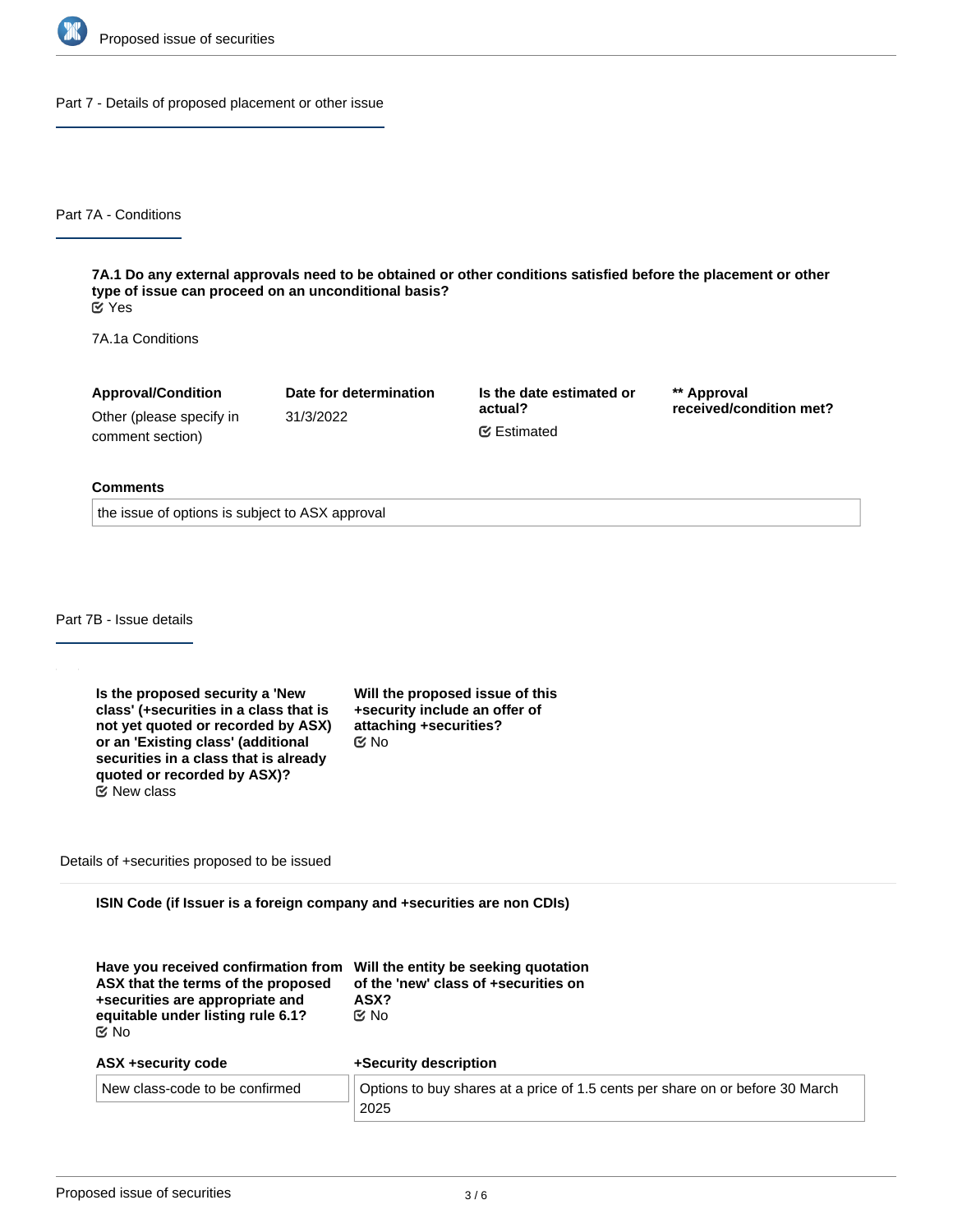## Part 7 - Details of proposed placement or other issue

### Part 7A - Conditions

**7A.1 Do any external approvals need to be obtained or other conditions satisfied before the placement or other type of issue can proceed on an unconditional basis?**
☑ Yes

7A.1a Conditions

| Approval/Condition | Date for determination | Is the date estimated or actual? | ** Approval received/condition met? |
|---|---|---|---|
| Other (please specify in comment section) | 31/3/2022 | ☑ Estimated | |

**Comments**

the issue of options is subject to ASX approval

### Part 7B - Issue details

**Is the proposed security a 'New class' (+securities in a class that is not yet quoted or recorded by ASX) or an 'Existing class' (additional securities in a class that is already quoted or recorded by ASX)?**
☑ New class

**Will the proposed issue of this +security include an offer of attaching +securities?**
☑ No

Details of +securities proposed to be issued

**ISIN Code (if Issuer is a foreign company and +securities are non CDIs)**

**Have you received confirmation from ASX that the terms of the proposed +securities are appropriate and equitable under listing rule 6.1?**
☑ No

**Will the entity be seeking quotation of the 'new' class of +securities on ASX?**
☑ No

| ASX +security code | +Security description |
|---|---|
| New class-code to be confirmed | Options to buy shares at a price of 1.5 cents per share on or before 30 March 2025 |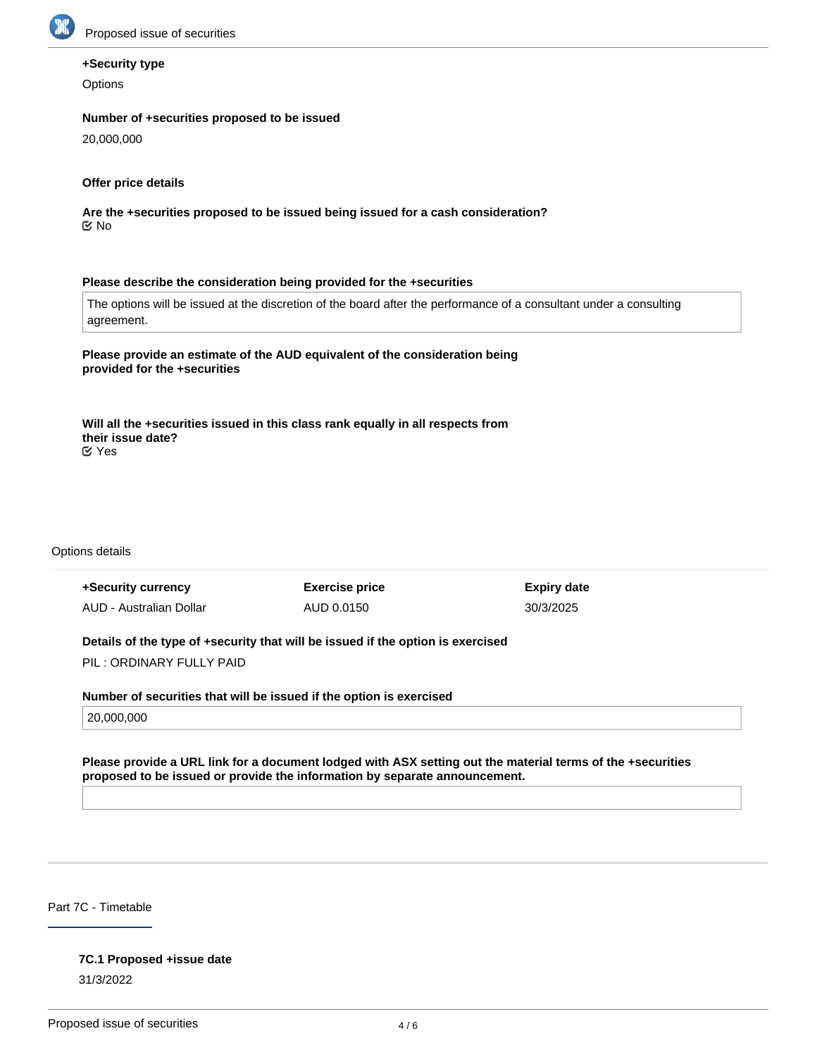**+Security type**

Options

**Number of +securities proposed to be issued**

20,000,000

**Offer price details**

**Are the +securities proposed to be issued being issued for a cash consideration?**

No

**Please describe the consideration being provided for the +securities**

The options will be issued at the discretion of the board after the performance of a consultant under a consulting agreement.

**Please provide an estimate of the AUD equivalent of the consideration being provided for the +securities**

**Will all the +securities issued in this class rank equally in all respects from their issue date?**

Yes

Options details

| +Security currency | Exercise price | Expiry date |
| --- | --- | --- |
| AUD - Australian Dollar | AUD 0.0150 | 30/3/2025 |

**Details of the type of +security that will be issued if the option is exercised**

PIL : ORDINARY FULLY PAID

**Number of securities that will be issued if the option is exercised**

20,000,000

**Please provide a URL link for a document lodged with ASX setting out the material terms of the +securities proposed to be issued or provide the information by separate announcement.**

## Part 7C - Timetable

**7C.1 Proposed +issue date**

31/3/2022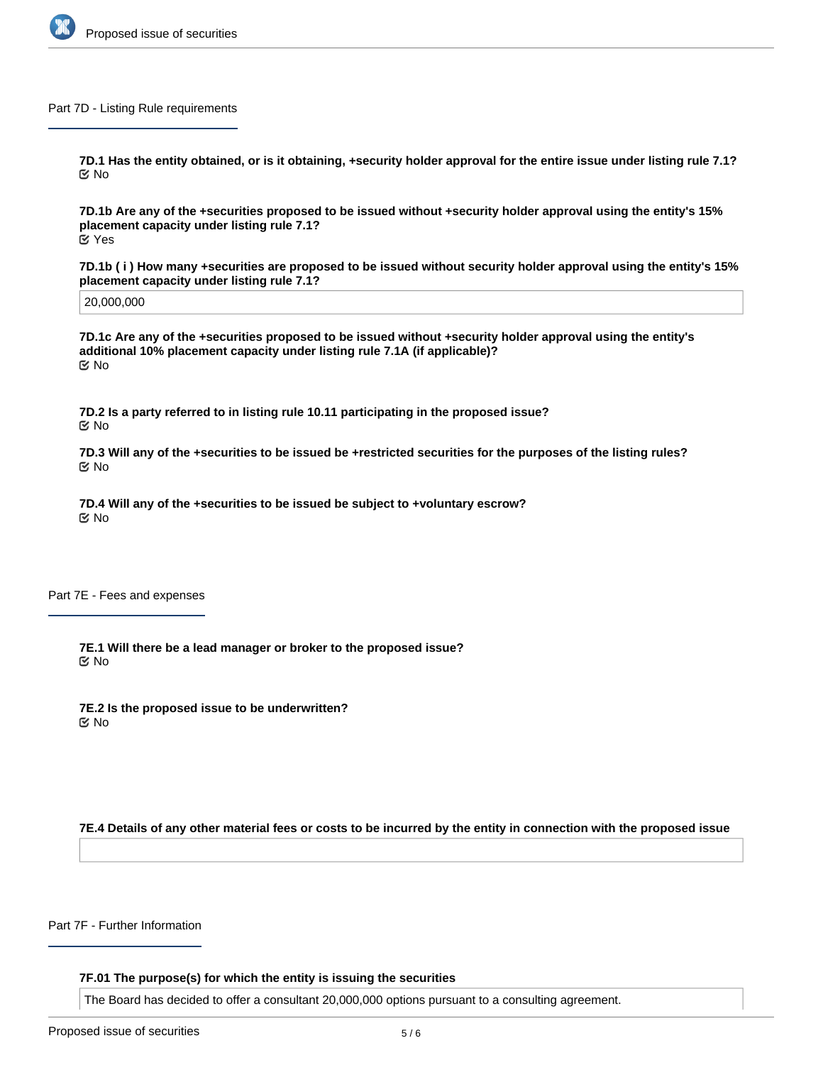## Part 7D - Listing Rule requirements

**7D.1 Has the entity obtained, or is it obtaining, +security holder approval for the entire issue under listing rule 7.1?**
No

**7D.1b Are any of the +securities proposed to be issued without +security holder approval using the entity's 15% placement capacity under listing rule 7.1?**
Yes

**7D.1b ( i ) How many +securities are proposed to be issued without security holder approval using the entity's 15% placement capacity under listing rule 7.1?**

20,000,000

**7D.1c Are any of the +securities proposed to be issued without +security holder approval using the entity's additional 10% placement capacity under listing rule 7.1A (if applicable)?**
No

**7D.2 Is a party referred to in listing rule 10.11 participating in the proposed issue?**
No

**7D.3 Will any of the +securities to be issued be +restricted securities for the purposes of the listing rules?**
No

**7D.4 Will any of the +securities to be issued be subject to +voluntary escrow?**
No

## Part 7E - Fees and expenses

**7E.1 Will there be a lead manager or broker to the proposed issue?**
No

**7E.2 Is the proposed issue to be underwritten?**
No

**7E.4 Details of any other material fees or costs to be incurred by the entity in connection with the proposed issue**

## Part 7F - Further Information

**7F.01 The purpose(s) for which the entity is issuing the securities**

The Board has decided to offer a consultant 20,000,000 options pursuant to a consulting agreement.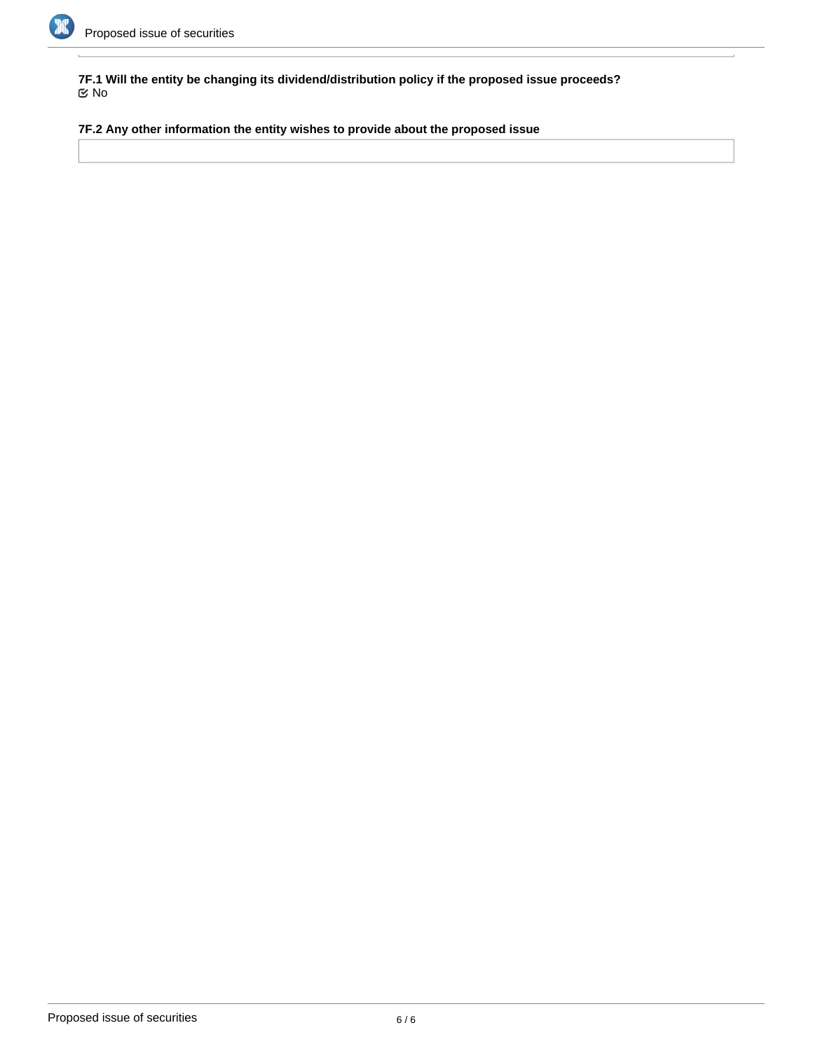**7F.1 Will the entity be changing its dividend/distribution policy if the proposed issue proceeds?**

☑ No

**7F.2 Any other information the entity wishes to provide about the proposed issue**